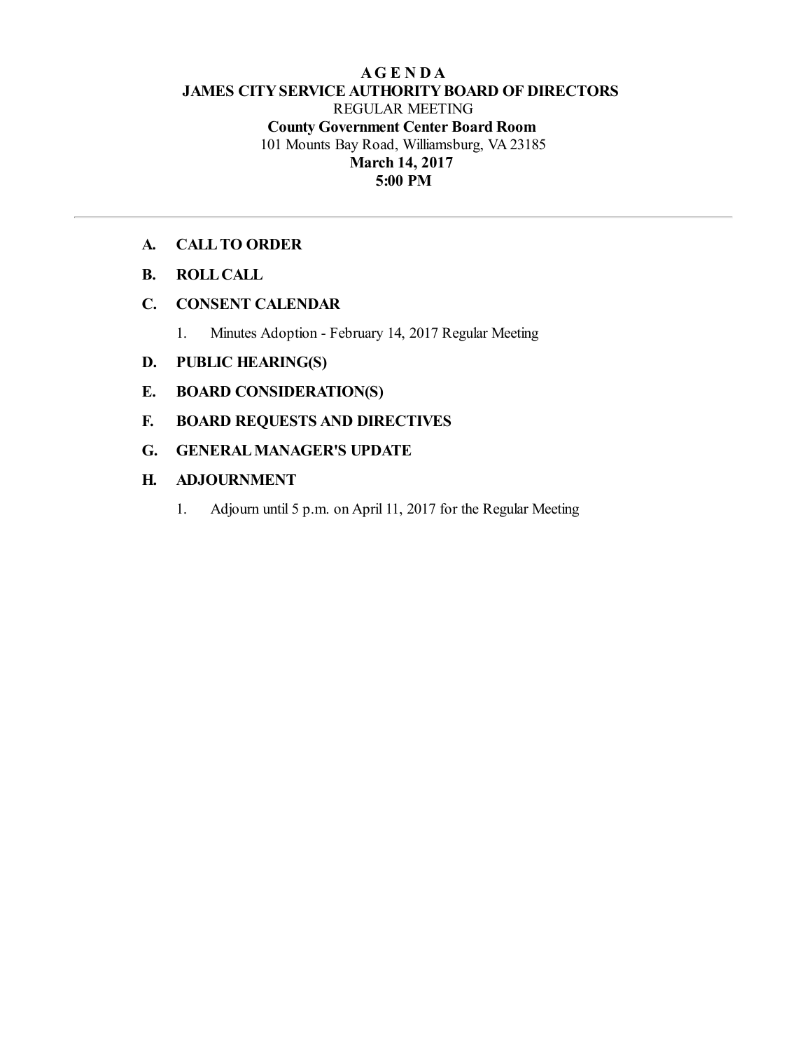# A G E N D A

## JAMES CITY SERVICE AUTHORITY BOARD OF DIRECTORS

REGULAR MEETING

**County Government Center Board Room**

101 Mounts Bay Road, Williamsburg, VA 23185

**March 14, 2017**

**5:00 PM**

---

**A. CALL TO ORDER**

**B. ROLL CALL**

**C. CONSENT CALENDAR**

1. Minutes Adoption - February 14, 2017 Regular Meeting

**D. PUBLIC HEARING(S)**

**E. BOARD CONSIDERATION(S)**

**F. BOARD REQUESTS AND DIRECTIVES**

**G. GENERAL MANAGER'S UPDATE**

**H. ADJOURNMENT**

1. Adjourn until 5 p.m. on April 11, 2017 for the Regular Meeting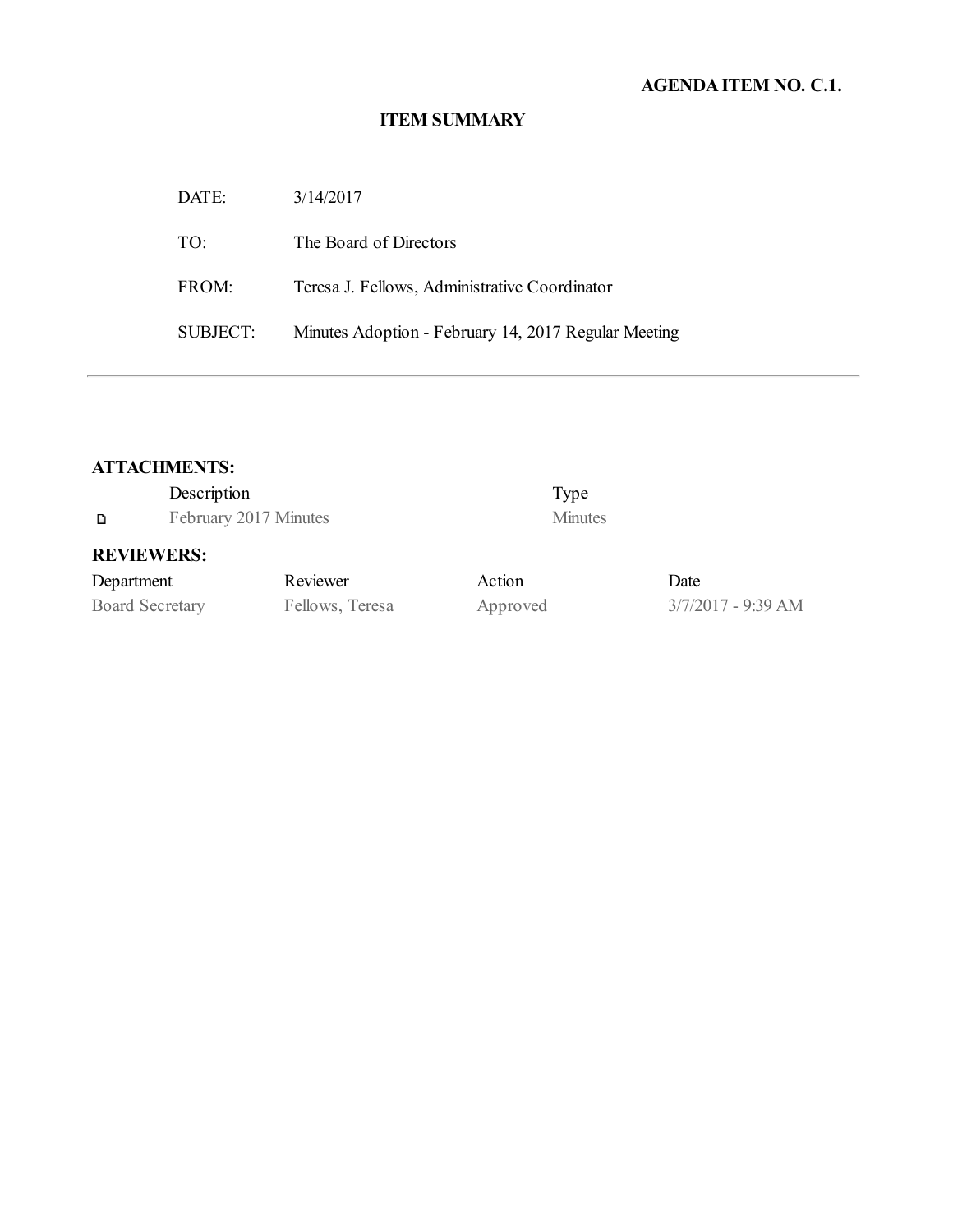**AGENDA ITEM NO. C.1.**

## ITEM SUMMARY

| | |
|---|---|
| DATE: | 3/14/2017 |
| TO: | The Board of Directors |
| FROM: | Teresa J. Fellows, Administrative Coordinator |
| SUBJECT: | Minutes Adoption - February 14, 2017 Regular Meeting |

---

### ATTACHMENTS:

| Description | Type |
|---|---|
| February 2017 Minutes | Minutes |

### REVIEWERS:

| Department | Reviewer | Action | Date |
|---|---|---|---|
| Board Secretary | Fellows, Teresa | Approved | 3/7/2017 - 9:39 AM |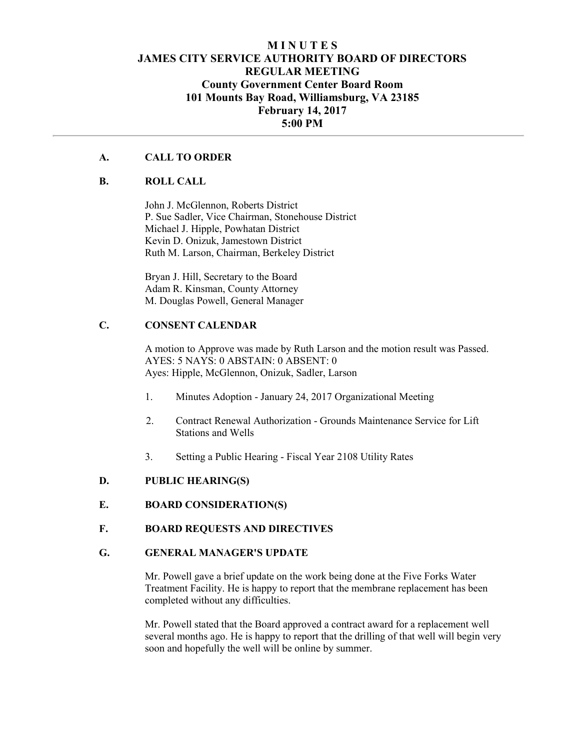# M I N U T E S
# JAMES CITY SERVICE AUTHORITY BOARD OF DIRECTORS
# REGULAR MEETING
## County Government Center Board Room
## 101 Mounts Bay Road, Williamsburg, VA 23185
## February 14, 2017
## 5:00 PM

---

## A. CALL TO ORDER

## B. ROLL CALL

John J. McGlennon, Roberts District
P. Sue Sadler, Vice Chairman, Stonehouse District
Michael J. Hipple, Powhatan District
Kevin D. Onizuk, Jamestown District
Ruth M. Larson, Chairman, Berkeley District

Bryan J. Hill, Secretary to the Board
Adam R. Kinsman, County Attorney
M. Douglas Powell, General Manager

## C. CONSENT CALENDAR

A motion to Approve was made by Ruth Larson and the motion result was Passed.
AYES: 5 NAYS: 0 ABSTAIN: 0 ABSENT: 0
Ayes: Hipple, McGlennon, Onizuk, Sadler, Larson

1. Minutes Adoption - January 24, 2017 Organizational Meeting
2. Contract Renewal Authorization - Grounds Maintenance Service for Lift Stations and Wells
3. Setting a Public Hearing - Fiscal Year 2108 Utility Rates

## D. PUBLIC HEARING(S)

## E. BOARD CONSIDERATION(S)

## F. BOARD REQUESTS AND DIRECTIVES

## G. GENERAL MANAGER'S UPDATE

Mr. Powell gave a brief update on the work being done at the Five Forks Water Treatment Facility. He is happy to report that the membrane replacement has been completed without any difficulties.

Mr. Powell stated that the Board approved a contract award for a replacement well several months ago. He is happy to report that the drilling of that well will begin very soon and hopefully the well will be online by summer.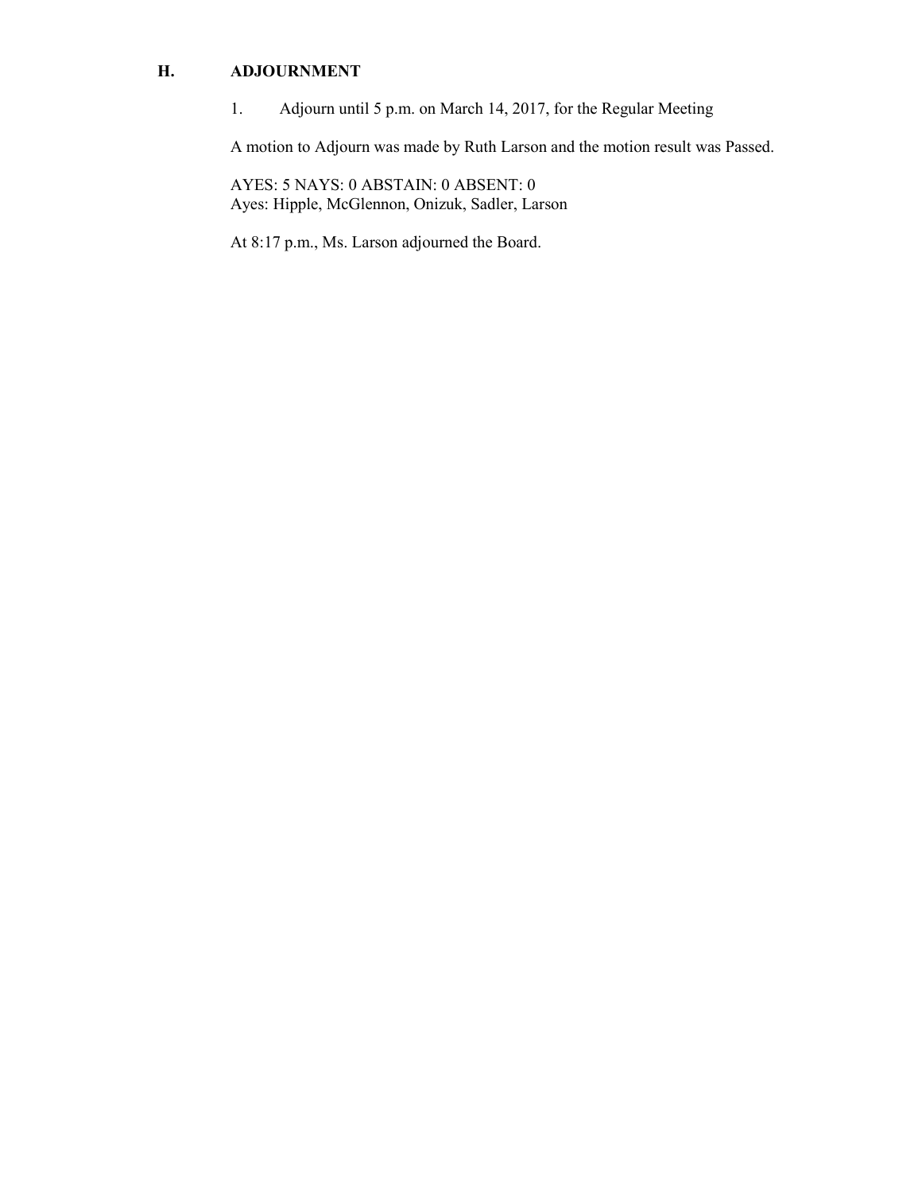## H. ADJOURNMENT

1. Adjourn until 5 p.m. on March 14, 2017, for the Regular Meeting

A motion to Adjourn was made by Ruth Larson and the motion result was Passed.

AYES: 5 NAYS: 0 ABSTAIN: 0 ABSENT: 0
Ayes: Hipple, McGlennon, Onizuk, Sadler, Larson

At 8:17 p.m., Ms. Larson adjourned the Board.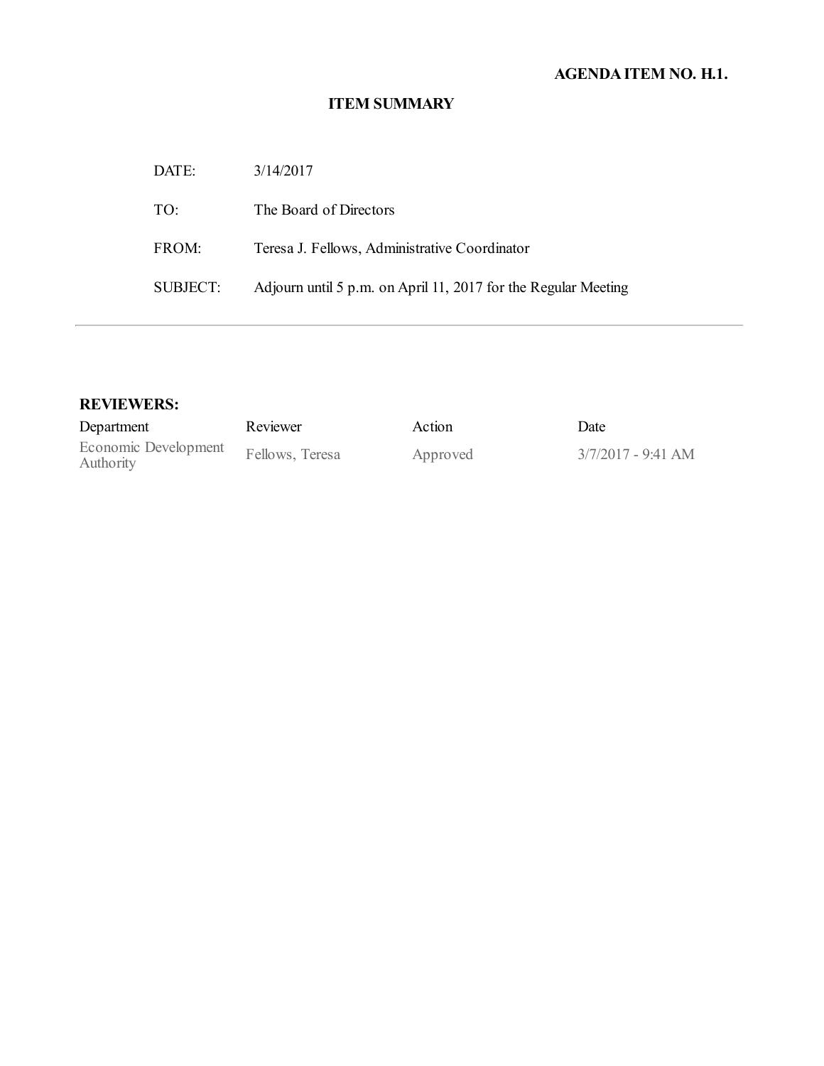**AGENDA ITEM NO. H.1.**

**ITEM SUMMARY**

| | |
|---|---|
| DATE: | 3/14/2017 |
| TO: | The Board of Directors |
| FROM: | Teresa J. Fellows, Administrative Coordinator |
| SUBJECT: | Adjourn until 5 p.m. on April 11, 2017 for the Regular Meeting |

---

**REVIEWERS:**

| Department | Reviewer | Action | Date |
|---|---|---|---|
| Economic Development Authority | Fellows, Teresa | Approved | 3/7/2017 - 9:41 AM |